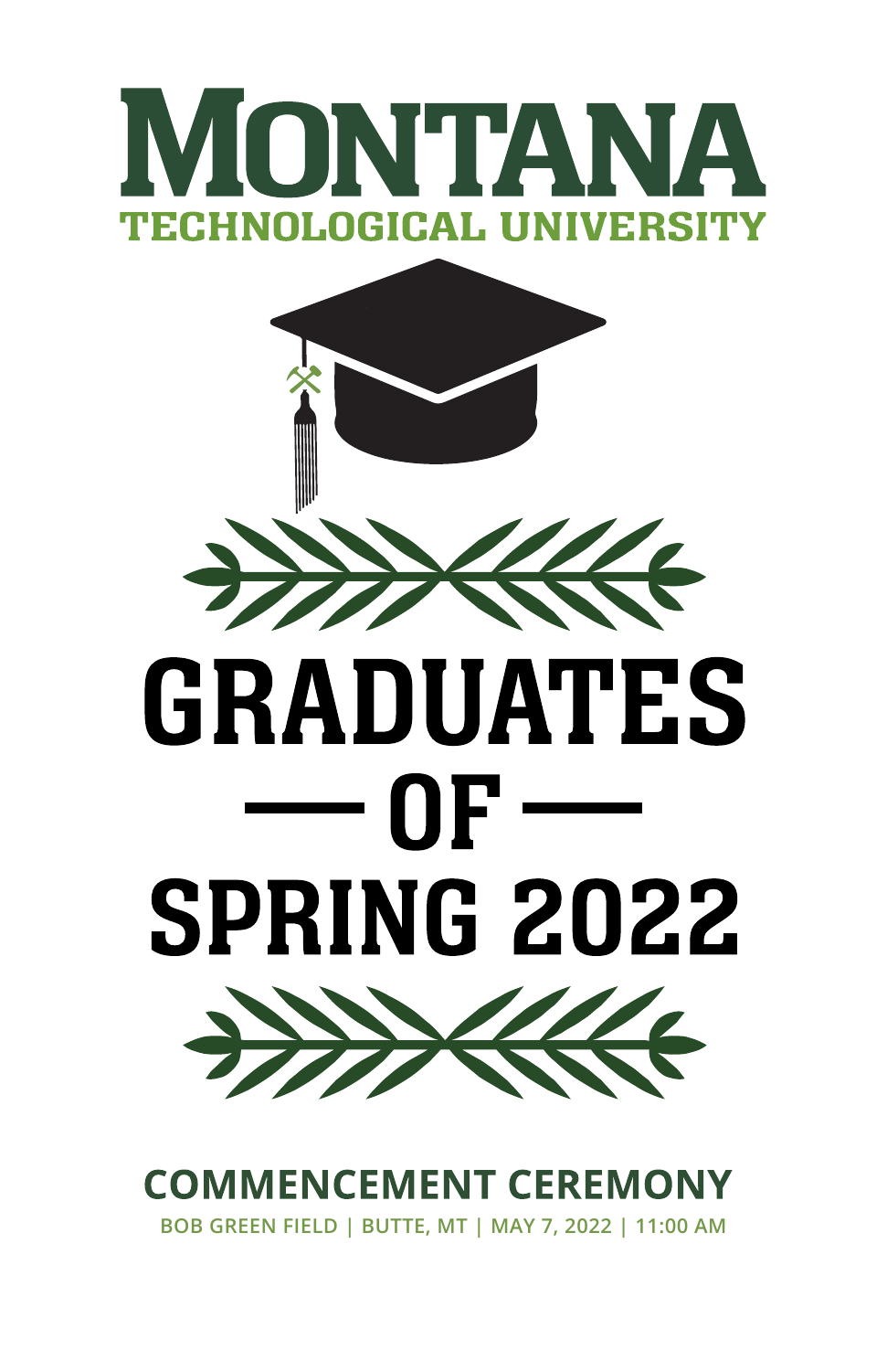# MONTANA
## TECHNOLOGICAL UNIVERSITY

# GRADUATES
# — OF —
# SPRING 2022

## COMMENCEMENT CEREMONY

**BOB GREEN FIELD | BUTTE, MT | MAY 7, 2022 | 11:00 AM**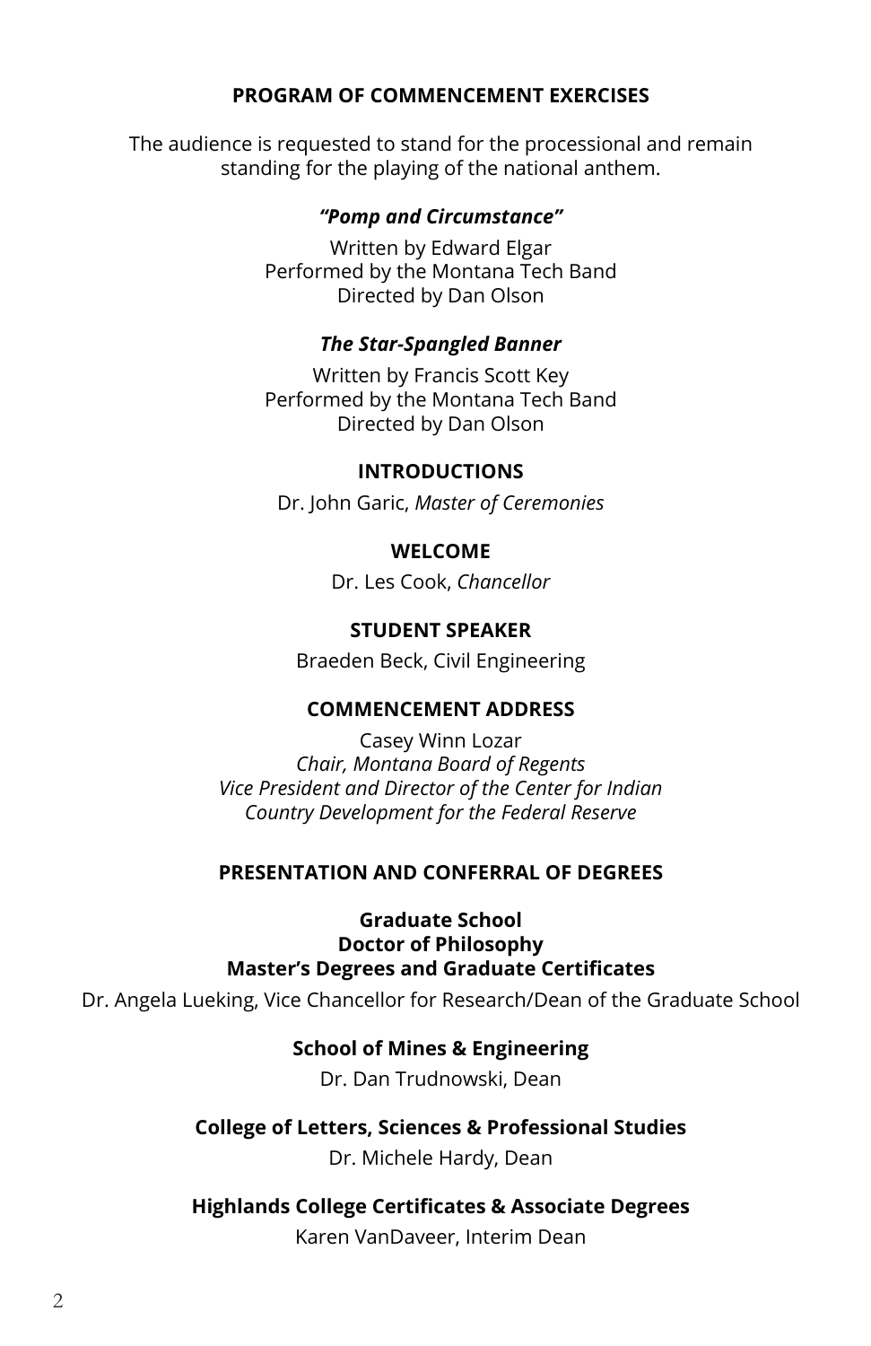## PROGRAM OF COMMENCEMENT EXERCISES

The audience is requested to stand for the processional and remain standing for the playing of the national anthem.

***"Pomp and Circumstance"***

Written by Edward Elgar
Performed by the Montana Tech Band
Directed by Dan Olson

***The Star-Spangled Banner***

Written by Francis Scott Key
Performed by the Montana Tech Band
Directed by Dan Olson

**INTRODUCTIONS**

Dr. John Garic, *Master of Ceremonies*

**WELCOME**

Dr. Les Cook, *Chancellor*

**STUDENT SPEAKER**

Braeden Beck, Civil Engineering

**COMMENCEMENT ADDRESS**

Casey Winn Lozar
*Chair, Montana Board of Regents*
*Vice President and Director of the Center for Indian Country Development for the Federal Reserve*

**PRESENTATION AND CONFERRAL OF DEGREES**

**Graduate School**
**Doctor of Philosophy**
**Master's Degrees and Graduate Certificates**

Dr. Angela Lueking, Vice Chancellor for Research/Dean of the Graduate School

**School of Mines & Engineering**

Dr. Dan Trudnowski, Dean

**College of Letters, Sciences & Professional Studies**

Dr. Michele Hardy, Dean

**Highlands College Certificates & Associate Degrees**

Karen VanDaveer, Interim Dean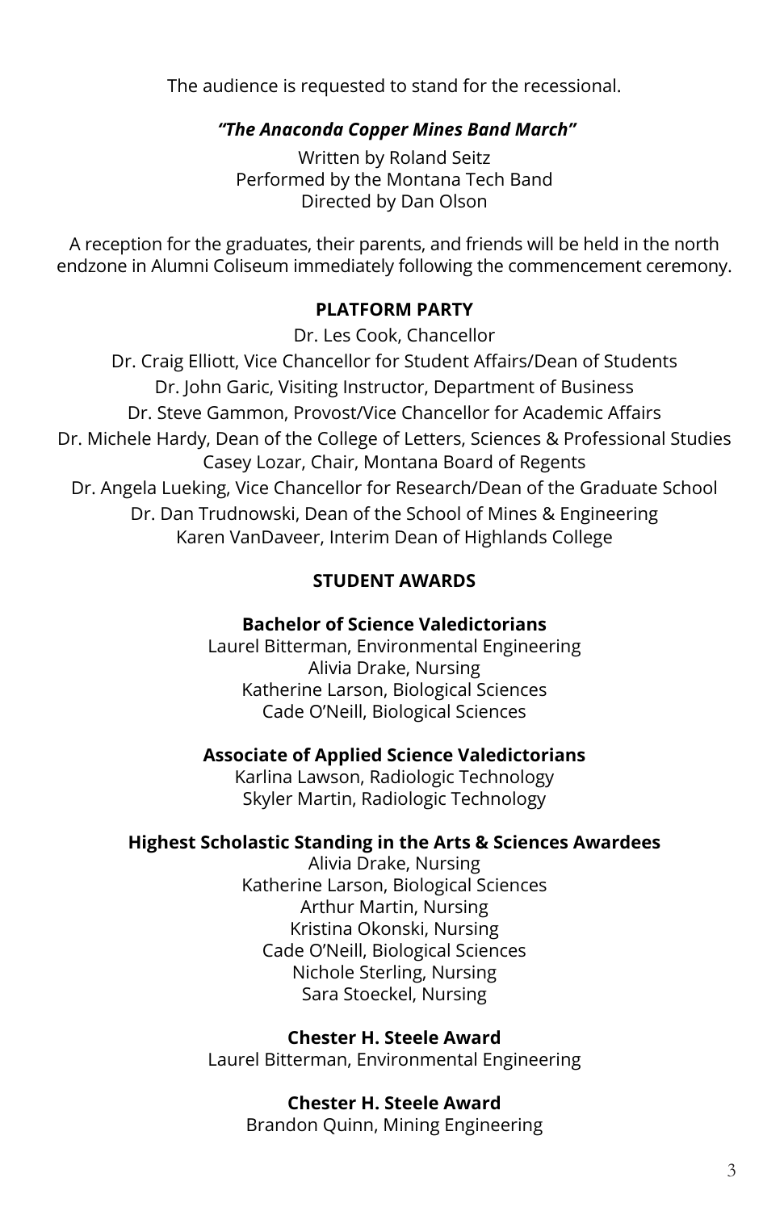The audience is requested to stand for the recessional.

***"The Anaconda Copper Mines Band March"***

Written by Roland Seitz
Performed by the Montana Tech Band
Directed by Dan Olson

A reception for the graduates, their parents, and friends will be held in the north endzone in Alumni Coliseum immediately following the commencement ceremony.

## PLATFORM PARTY

Dr. Les Cook, Chancellor
Dr. Craig Elliott, Vice Chancellor for Student Affairs/Dean of Students
Dr. John Garic, Visiting Instructor, Department of Business
Dr. Steve Gammon, Provost/Vice Chancellor for Academic Affairs
Dr. Michele Hardy, Dean of the College of Letters, Sciences & Professional Studies
Casey Lozar, Chair, Montana Board of Regents
Dr. Angela Lueking, Vice Chancellor for Research/Dean of the Graduate School
Dr. Dan Trudnowski, Dean of the School of Mines & Engineering
Karen VanDaveer, Interim Dean of Highlands College

## STUDENT AWARDS

### Bachelor of Science Valedictorians

Laurel Bitterman, Environmental Engineering
Alivia Drake, Nursing
Katherine Larson, Biological Sciences
Cade O'Neill, Biological Sciences

### Associate of Applied Science Valedictorians

Karlina Lawson, Radiologic Technology
Skyler Martin, Radiologic Technology

### Highest Scholastic Standing in the Arts & Sciences Awardees

Alivia Drake, Nursing
Katherine Larson, Biological Sciences
Arthur Martin, Nursing
Kristina Okonski, Nursing
Cade O'Neill, Biological Sciences
Nichole Sterling, Nursing
Sara Stoeckel, Nursing

### Chester H. Steele Award

Laurel Bitterman, Environmental Engineering

### Chester H. Steele Award

Brandon Quinn, Mining Engineering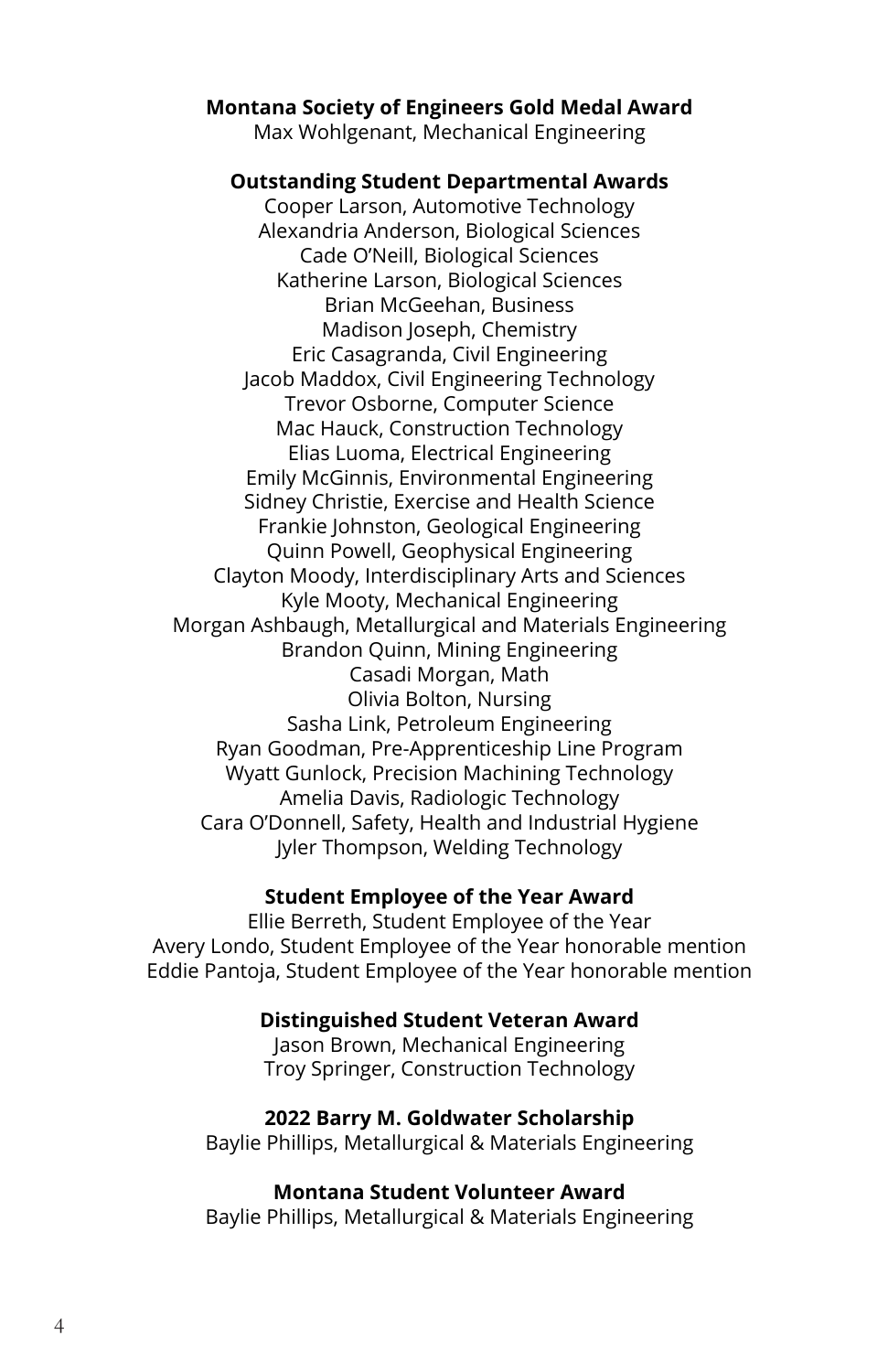**Montana Society of Engineers Gold Medal Award**

Max Wohlgenant, Mechanical Engineering

**Outstanding Student Departmental Awards**

Cooper Larson, Automotive Technology
Alexandria Anderson, Biological Sciences
Cade O'Neill, Biological Sciences
Katherine Larson, Biological Sciences
Brian McGeehan, Business
Madison Joseph, Chemistry
Eric Casagranda, Civil Engineering
Jacob Maddox, Civil Engineering Technology
Trevor Osborne, Computer Science
Mac Hauck, Construction Technology
Elias Luoma, Electrical Engineering
Emily McGinnis, Environmental Engineering
Sidney Christie, Exercise and Health Science
Frankie Johnston, Geological Engineering
Quinn Powell, Geophysical Engineering
Clayton Moody, Interdisciplinary Arts and Sciences
Kyle Mooty, Mechanical Engineering
Morgan Ashbaugh, Metallurgical and Materials Engineering
Brandon Quinn, Mining Engineering
Casadi Morgan, Math
Olivia Bolton, Nursing
Sasha Link, Petroleum Engineering
Ryan Goodman, Pre-Apprenticeship Line Program
Wyatt Gunlock, Precision Machining Technology
Amelia Davis, Radiologic Technology
Cara O'Donnell, Safety, Health and Industrial Hygiene
Jyler Thompson, Welding Technology

**Student Employee of the Year Award**

Ellie Berreth, Student Employee of the Year
Avery Londo, Student Employee of the Year honorable mention
Eddie Pantoja, Student Employee of the Year honorable mention

**Distinguished Student Veteran Award**

Jason Brown, Mechanical Engineering
Troy Springer, Construction Technology

**2022 Barry M. Goldwater Scholarship**

Baylie Phillips, Metallurgical & Materials Engineering

**Montana Student Volunteer Award**

Baylie Phillips, Metallurgical & Materials Engineering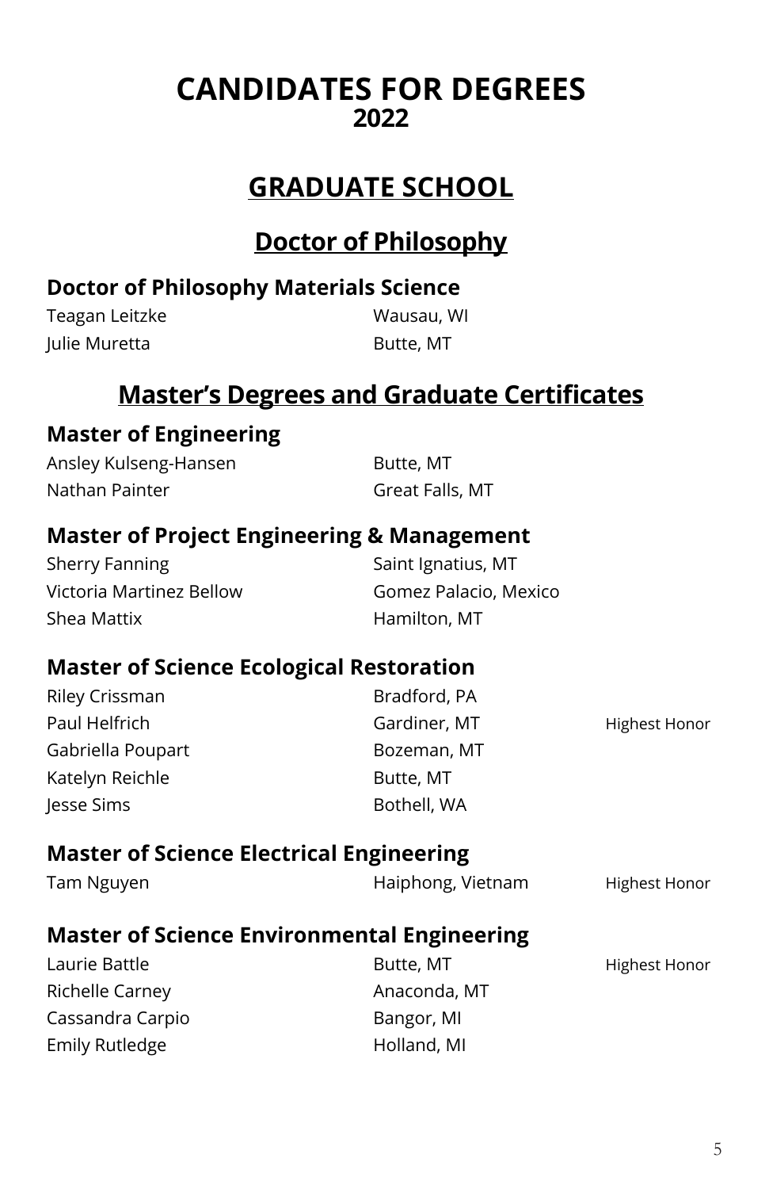# CANDIDATES FOR DEGREES
**2022**

## GRADUATE SCHOOL

### Doctor of Philosophy

#### Doctor of Philosophy Materials Science

| | | |
|---|---|---|
| Teagan Leitzke | Wausau, WI | |
| Julie Muretta | Butte, MT | |

### Master's Degrees and Graduate Certificates

#### Master of Engineering

| | | |
|---|---|---|
| Ansley Kulseng-Hansen | Butte, MT | |
| Nathan Painter | Great Falls, MT | |

#### Master of Project Engineering & Management

| | | |
|---|---|---|
| Sherry Fanning | Saint Ignatius, MT | |
| Victoria Martinez Bellow | Gomez Palacio, Mexico | |
| Shea Mattix | Hamilton, MT | |

#### Master of Science Ecological Restoration

| | | |
|---|---|---|
| Riley Crissman | Bradford, PA | |
| Paul Helfrich | Gardiner, MT | Highest Honor |
| Gabriella Poupart | Bozeman, MT | |
| Katelyn Reichle | Butte, MT | |
| Jesse Sims | Bothell, WA | |

#### Master of Science Electrical Engineering

| | | |
|---|---|---|
| Tam Nguyen | Haiphong, Vietnam | Highest Honor |

#### Master of Science Environmental Engineering

| | | |
|---|---|---|
| Laurie Battle | Butte, MT | Highest Honor |
| Richelle Carney | Anaconda, MT | |
| Cassandra Carpio | Bangor, MI | |
| Emily Rutledge | Holland, MI | |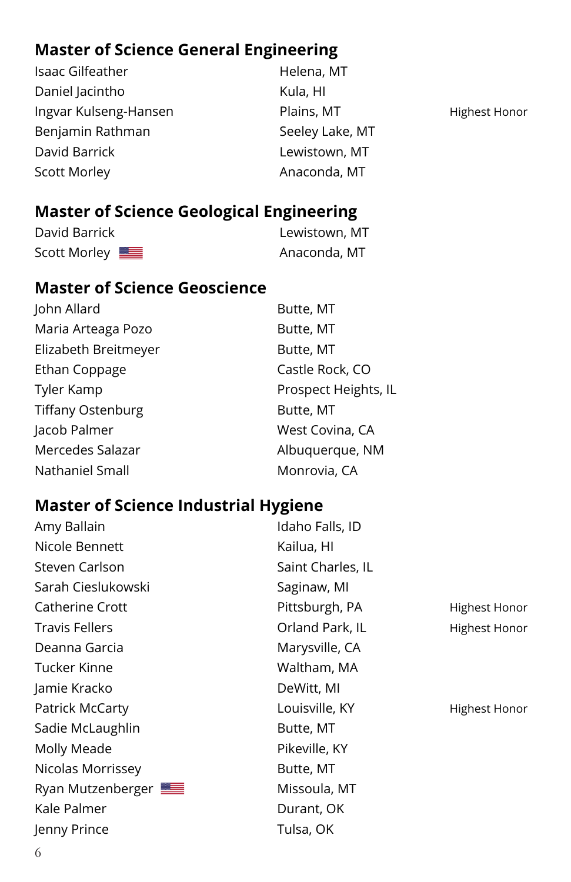## Master of Science General Engineering

| | | |
|---|---|---|
| Isaac Gilfeather | Helena, MT | |
| Daniel Jacintho | Kula, HI | |
| Ingvar Kulseng-Hansen | Plains, MT | Highest Honor |
| Benjamin Rathman | Seeley Lake, MT | |
| David Barrick | Lewistown, MT | |
| Scott Morley | Anaconda, MT | |

## Master of Science Geological Engineering

| | |
|---|---|
| David Barrick | Lewistown, MT |
| Scott Morley 🇺🇸 | Anaconda, MT |

## Master of Science Geoscience

| | |
|---|---|
| John Allard | Butte, MT |
| Maria Arteaga Pozo | Butte, MT |
| Elizabeth Breitmeyer | Butte, MT |
| Ethan Coppage | Castle Rock, CO |
| Tyler Kamp | Prospect Heights, IL |
| Tiffany Ostenburg | Butte, MT |
| Jacob Palmer | West Covina, CA |
| Mercedes Salazar | Albuquerque, NM |
| Nathaniel Small | Monrovia, CA |

## Master of Science Industrial Hygiene

| | | |
|---|---|---|
| Amy Ballain | Idaho Falls, ID | |
| Nicole Bennett | Kailua, HI | |
| Steven Carlson | Saint Charles, IL | |
| Sarah Cieslukowski | Saginaw, MI | |
| Catherine Crott | Pittsburgh, PA | Highest Honor |
| Travis Fellers | Orland Park, IL | Highest Honor |
| Deanna Garcia | Marysville, CA | |
| Tucker Kinne | Waltham, MA | |
| Jamie Kracko | DeWitt, MI | |
| Patrick McCarty | Louisville, KY | Highest Honor |
| Sadie McLaughlin | Butte, MT | |
| Molly Meade | Pikeville, KY | |
| Nicolas Morrissey | Butte, MT | |
| Ryan Mutzenberger 🇺🇸 | Missoula, MT | |
| Kale Palmer | Durant, OK | |
| Jenny Prince | Tulsa, OK | |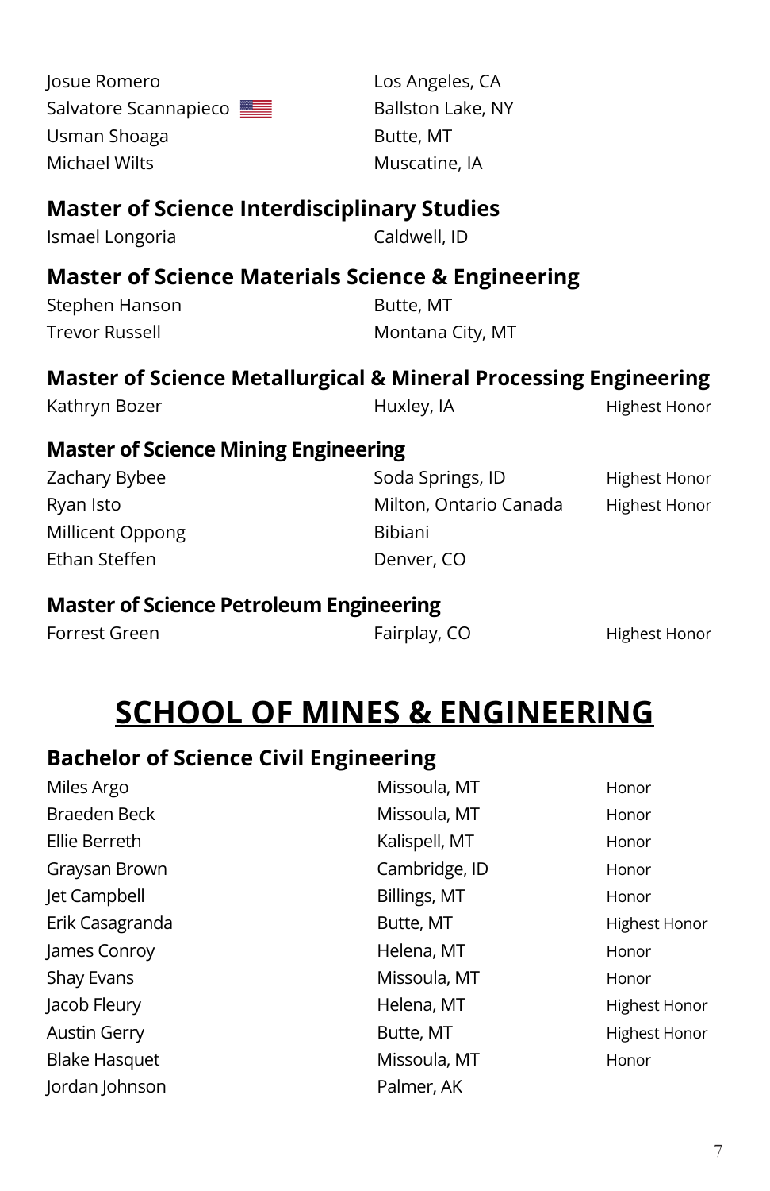| | | |
|---|---|---|
| Josue Romero | Los Angeles, CA | |
| Salvatore Scannapieco 🇺🇸 | Ballston Lake, NY | |
| Usman Shoaga | Butte, MT | |
| Michael Wilts | Muscatine, IA | |

### Master of Science Interdisciplinary Studies

| | | |
|---|---|---|
| Ismael Longoria | Caldwell, ID | |

### Master of Science Materials Science & Engineering

| | | |
|---|---|---|
| Stephen Hanson | Butte, MT | |
| Trevor Russell | Montana City, MT | |

### Master of Science Metallurgical & Mineral Processing Engineering

| | | |
|---|---|---|
| Kathryn Bozer | Huxley, IA | Highest Honor |

### Master of Science Mining Engineering

| | | |
|---|---|---|
| Zachary Bybee | Soda Springs, ID | Highest Honor |
| Ryan Isto | Milton, Ontario Canada | Highest Honor |
| Millicent Oppong | Bibiani | |
| Ethan Steffen | Denver, CO | |

### Master of Science Petroleum Engineering

| | | |
|---|---|---|
| Forrest Green | Fairplay, CO | Highest Honor |

# SCHOOL OF MINES & ENGINEERING

### Bachelor of Science Civil Engineering

| | | |
|---|---|---|
| Miles Argo | Missoula, MT | Honor |
| Braeden Beck | Missoula, MT | Honor |
| Ellie Berreth | Kalispell, MT | Honor |
| Graysan Brown | Cambridge, ID | Honor |
| Jet Campbell | Billings, MT | Honor |
| Erik Casagranda | Butte, MT | Highest Honor |
| James Conroy | Helena, MT | Honor |
| Shay Evans | Missoula, MT | Honor |
| Jacob Fleury | Helena, MT | Highest Honor |
| Austin Gerry | Butte, MT | Highest Honor |
| Blake Hasquet | Missoula, MT | Honor |
| Jordan Johnson | Palmer, AK | |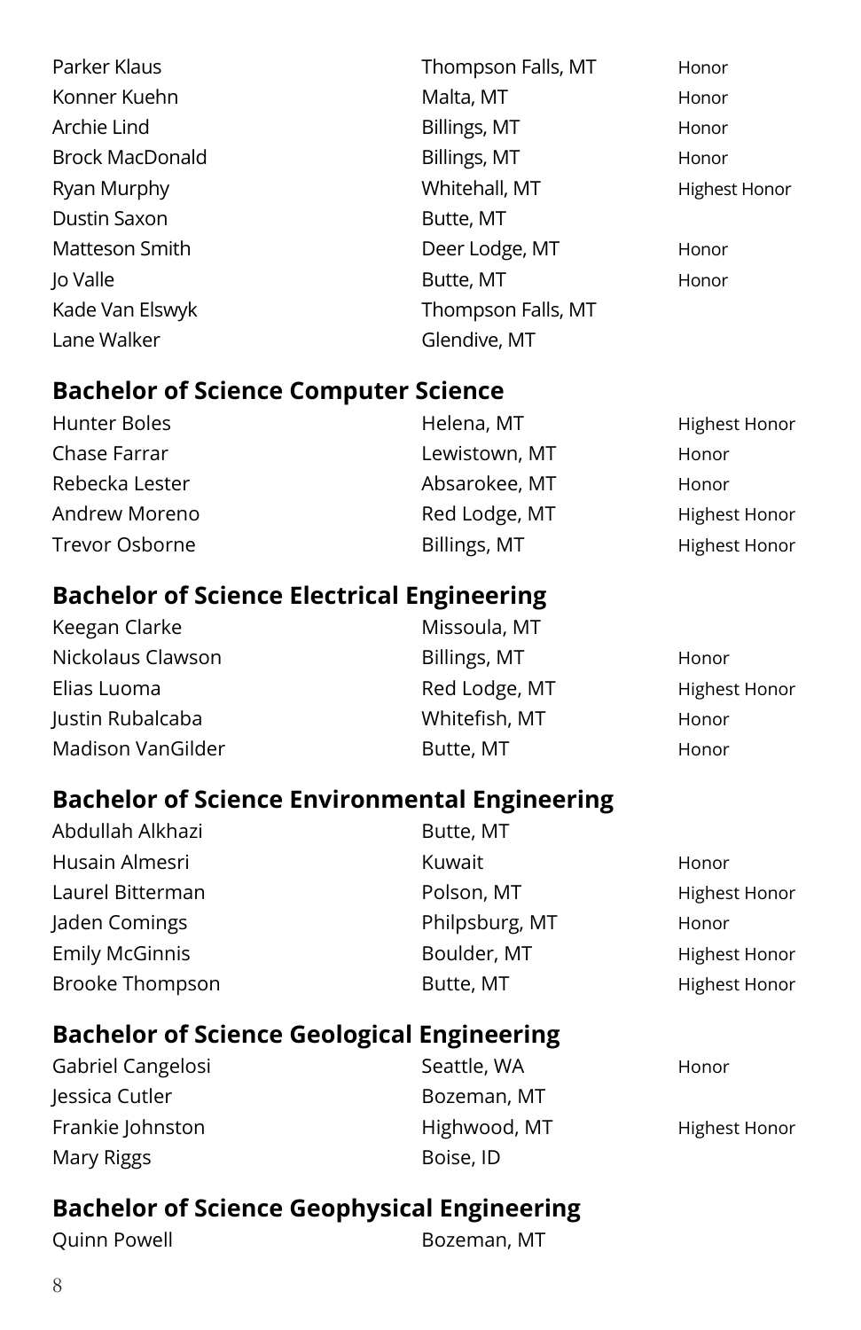| | | |
|---|---|---|
| Parker Klaus | Thompson Falls, MT | Honor |
| Konner Kuehn | Malta, MT | Honor |
| Archie Lind | Billings, MT | Honor |
| Brock MacDonald | Billings, MT | Honor |
| Ryan Murphy | Whitehall, MT | Highest Honor |
| Dustin Saxon | Butte, MT | |
| Matteson Smith | Deer Lodge, MT | Honor |
| Jo Valle | Butte, MT | Honor |
| Kade Van Elswyk | Thompson Falls, MT | |
| Lane Walker | Glendive, MT | |

## Bachelor of Science Computer Science

| | | |
|---|---|---|
| Hunter Boles | Helena, MT | Highest Honor |
| Chase Farrar | Lewistown, MT | Honor |
| Rebecka Lester | Absarokee, MT | Honor |
| Andrew Moreno | Red Lodge, MT | Highest Honor |
| Trevor Osborne | Billings, MT | Highest Honor |

## Bachelor of Science Electrical Engineering

| | | |
|---|---|---|
| Keegan Clarke | Missoula, MT | |
| Nickolaus Clawson | Billings, MT | Honor |
| Elias Luoma | Red Lodge, MT | Highest Honor |
| Justin Rubalcaba | Whitefish, MT | Honor |
| Madison VanGilder | Butte, MT | Honor |

## Bachelor of Science Environmental Engineering

| | | |
|---|---|---|
| Abdullah Alkhazi | Butte, MT | |
| Husain Almesri | Kuwait | Honor |
| Laurel Bitterman | Polson, MT | Highest Honor |
| Jaden Comings | Philpsburg, MT | Honor |
| Emily McGinnis | Boulder, MT | Highest Honor |
| Brooke Thompson | Butte, MT | Highest Honor |

## Bachelor of Science Geological Engineering

| | | |
|---|---|---|
| Gabriel Cangelosi | Seattle, WA | Honor |
| Jessica Cutler | Bozeman, MT | |
| Frankie Johnston | Highwood, MT | Highest Honor |
| Mary Riggs | Boise, ID | |

## Bachelor of Science Geophysical Engineering

| | | |
|---|---|---|
| Quinn Powell | Bozeman, MT | |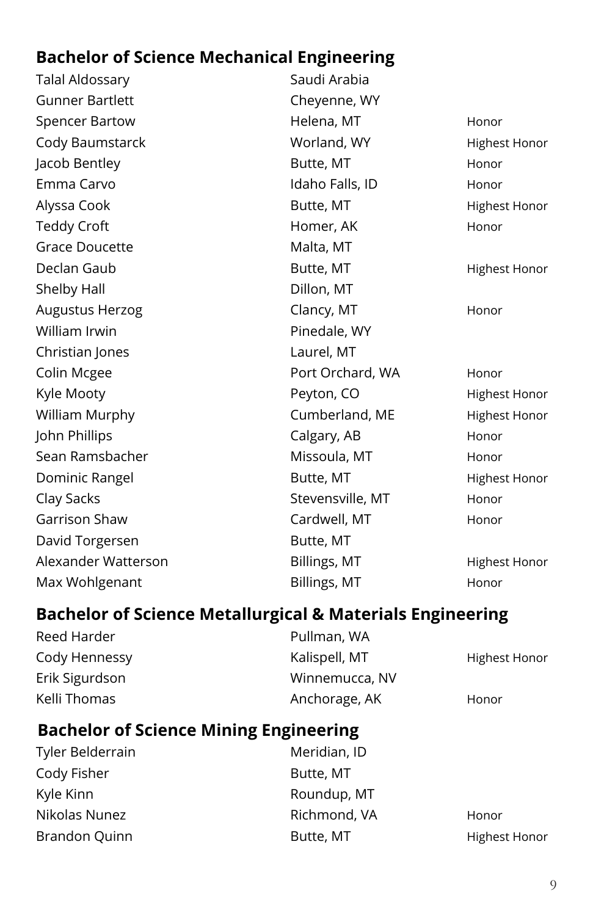## Bachelor of Science Mechanical Engineering

| | | |
|---|---|---|
| Talal Aldossary | Saudi Arabia | |
| Gunner Bartlett | Cheyenne, WY | |
| Spencer Bartow | Helena, MT | Honor |
| Cody Baumstarck | Worland, WY | Highest Honor |
| Jacob Bentley | Butte, MT | Honor |
| Emma Carvo | Idaho Falls, ID | Honor |
| Alyssa Cook | Butte, MT | Highest Honor |
| Teddy Croft | Homer, AK | Honor |
| Grace Doucette | Malta, MT | |
| Declan Gaub | Butte, MT | Highest Honor |
| Shelby Hall | Dillon, MT | |
| Augustus Herzog | Clancy, MT | Honor |
| William Irwin | Pinedale, WY | |
| Christian Jones | Laurel, MT | |
| Colin Mcgee | Port Orchard, WA | Honor |
| Kyle Mooty | Peyton, CO | Highest Honor |
| William Murphy | Cumberland, ME | Highest Honor |
| John Phillips | Calgary, AB | Honor |
| Sean Ramsbacher | Missoula, MT | Honor |
| Dominic Rangel | Butte, MT | Highest Honor |
| Clay Sacks | Stevensville, MT | Honor |
| Garrison Shaw | Cardwell, MT | Honor |
| David Torgersen | Butte, MT | |
| Alexander Watterson | Billings, MT | Highest Honor |
| Max Wohlgenant | Billings, MT | Honor |

## Bachelor of Science Metallurgical & Materials Engineering

| | | |
|---|---|---|
| Reed Harder | Pullman, WA | |
| Cody Hennessy | Kalispell, MT | Highest Honor |
| Erik Sigurdson | Winnemucca, NV | |
| Kelli Thomas | Anchorage, AK | Honor |

## Bachelor of Science Mining Engineering

| | | |
|---|---|---|
| Tyler Belderrain | Meridian, ID | |
| Cody Fisher | Butte, MT | |
| Kyle Kinn | Roundup, MT | |
| Nikolas Nunez | Richmond, VA | Honor |
| Brandon Quinn | Butte, MT | Highest Honor |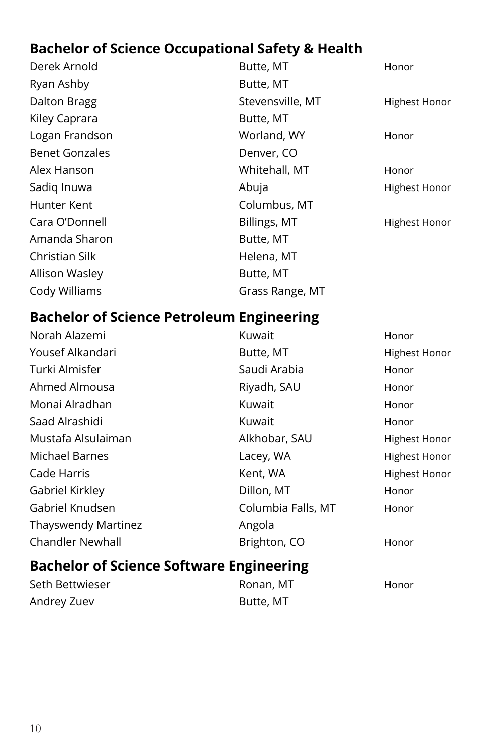## Bachelor of Science Occupational Safety & Health

| | | |
|---|---|---|
| Derek Arnold | Butte, MT | Honor |
| Ryan Ashby | Butte, MT | |
| Dalton Bragg | Stevensville, MT | Highest Honor |
| Kiley Caprara | Butte, MT | |
| Logan Frandson | Worland, WY | Honor |
| Benet Gonzales | Denver, CO | |
| Alex Hanson | Whitehall, MT | Honor |
| Sadiq Inuwa | Abuja | Highest Honor |
| Hunter Kent | Columbus, MT | |
| Cara O'Donnell | Billings, MT | Highest Honor |
| Amanda Sharon | Butte, MT | |
| Christian Silk | Helena, MT | |
| Allison Wasley | Butte, MT | |
| Cody Williams | Grass Range, MT | |

## Bachelor of Science Petroleum Engineering

| | | |
|---|---|---|
| Norah Alazemi | Kuwait | Honor |
| Yousef Alkandari | Butte, MT | Highest Honor |
| Turki Almisfer | Saudi Arabia | Honor |
| Ahmed Almousa | Riyadh, SAU | Honor |
| Monai Alradhan | Kuwait | Honor |
| Saad Alrashidi | Kuwait | Honor |
| Mustafa Alsulaiman | Alkhobar, SAU | Highest Honor |
| Michael Barnes | Lacey, WA | Highest Honor |
| Cade Harris | Kent, WA | Highest Honor |
| Gabriel Kirkley | Dillon, MT | Honor |
| Gabriel Knudsen | Columbia Falls, MT | Honor |
| Thayswendy Martinez | Angola | |
| Chandler Newhall | Brighton, CO | Honor |

## Bachelor of Science Software Engineering

| | | |
|---|---|---|
| Seth Bettwieser | Ronan, MT | Honor |
| Andrey Zuev | Butte, MT | |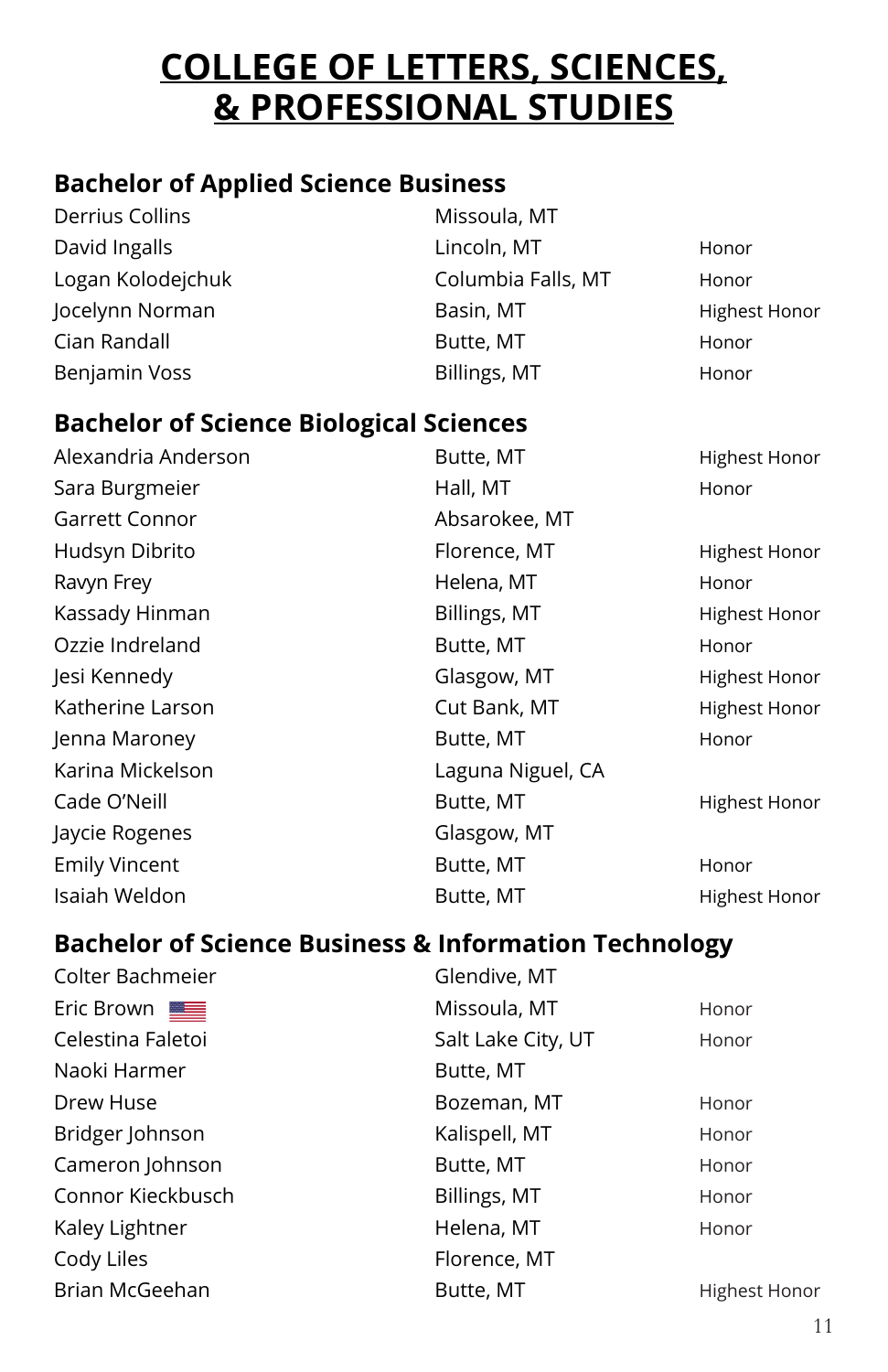# COLLEGE OF LETTERS, SCIENCES, & PROFESSIONAL STUDIES

## Bachelor of Applied Science Business

| | | |
|---|---|---|
| Derrius Collins | Missoula, MT | |
| David Ingalls | Lincoln, MT | Honor |
| Logan Kolodejchuk | Columbia Falls, MT | Honor |
| Jocelynn Norman | Basin, MT | Highest Honor |
| Cian Randall | Butte, MT | Honor |
| Benjamin Voss | Billings, MT | Honor |

## Bachelor of Science Biological Sciences

| | | |
|---|---|---|
| Alexandria Anderson | Butte, MT | Highest Honor |
| Sara Burgmeier | Hall, MT | Honor |
| Garrett Connor | Absarokee, MT | |
| Hudsyn Dibrito | Florence, MT | Highest Honor |
| Ravyn Frey | Helena, MT | Honor |
| Kassady Hinman | Billings, MT | Highest Honor |
| Ozzie Indreland | Butte, MT | Honor |
| Jesi Kennedy | Glasgow, MT | Highest Honor |
| Katherine Larson | Cut Bank, MT | Highest Honor |
| Jenna Maroney | Butte, MT | Honor |
| Karina Mickelson | Laguna Niguel, CA | |
| Cade O'Neill | Butte, MT | Highest Honor |
| Jaycie Rogenes | Glasgow, MT | |
| Emily Vincent | Butte, MT | Honor |
| Isaiah Weldon | Butte, MT | Highest Honor |

## Bachelor of Science Business & Information Technology

| | | |
|---|---|---|
| Colter Bachmeier | Glendive, MT | |
| Eric Brown | Missoula, MT | Honor |
| Celestina Faletoi | Salt Lake City, UT | Honor |
| Naoki Harmer | Butte, MT | |
| Drew Huse | Bozeman, MT | Honor |
| Bridger Johnson | Kalispell, MT | Honor |
| Cameron Johnson | Butte, MT | Honor |
| Connor Kieckbusch | Billings, MT | Honor |
| Kaley Lightner | Helena, MT | Honor |
| Cody Liles | Florence, MT | |
| Brian McGeehan | Butte, MT | Highest Honor |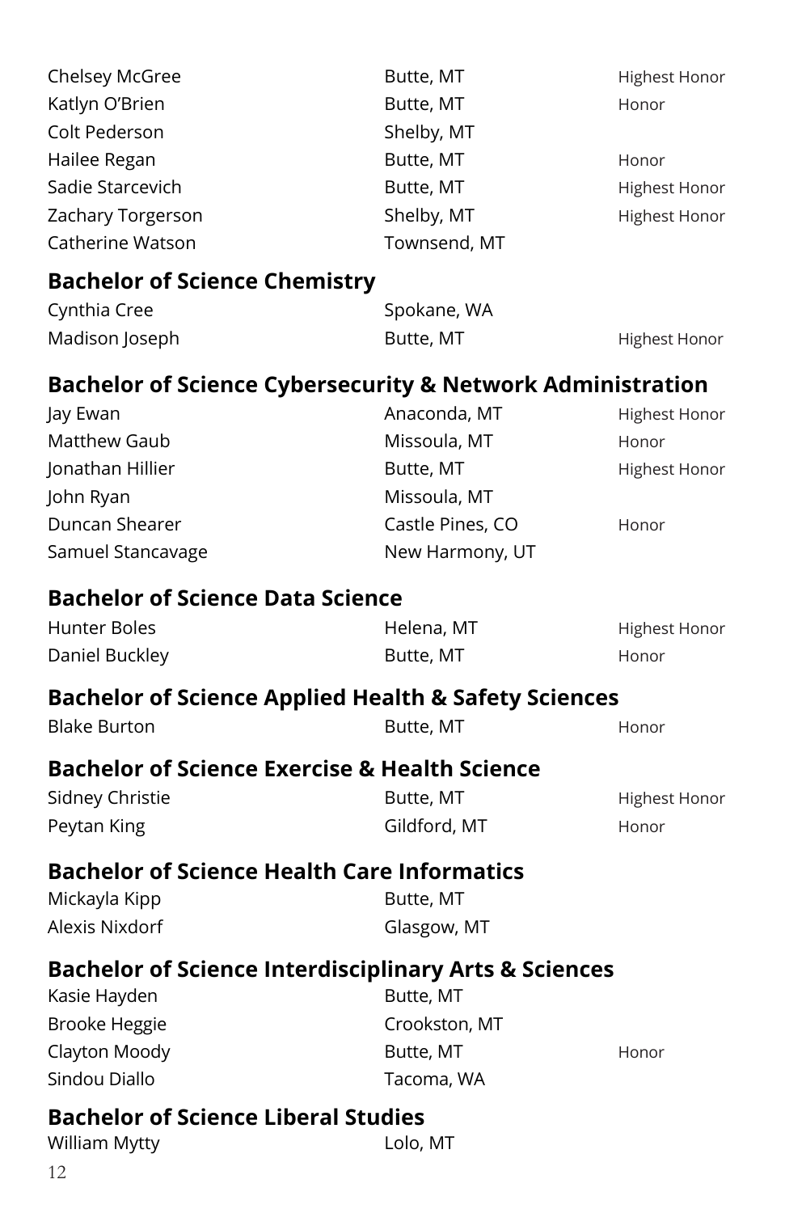| | | |
|---|---|---|
| Chelsey McGree | Butte, MT | Highest Honor |
| Katlyn O'Brien | Butte, MT | Honor |
| Colt Pederson | Shelby, MT | |
| Hailee Regan | Butte, MT | Honor |
| Sadie Starcevich | Butte, MT | Highest Honor |
| Zachary Torgerson | Shelby, MT | Highest Honor |
| Catherine Watson | Townsend, MT | |

## Bachelor of Science Chemistry

| | | |
|---|---|---|
| Cynthia Cree | Spokane, WA | |
| Madison Joseph | Butte, MT | Highest Honor |

## Bachelor of Science Cybersecurity & Network Administration

| | | |
|---|---|---|
| Jay Ewan | Anaconda, MT | Highest Honor |
| Matthew Gaub | Missoula, MT | Honor |
| Jonathan Hillier | Butte, MT | Highest Honor |
| John Ryan | Missoula, MT | |
| Duncan Shearer | Castle Pines, CO | Honor |
| Samuel Stancavage | New Harmony, UT | |

## Bachelor of Science Data Science

| | | |
|---|---|---|
| Hunter Boles | Helena, MT | Highest Honor |
| Daniel Buckley | Butte, MT | Honor |

## Bachelor of Science Applied Health & Safety Sciences

| | | |
|---|---|---|
| Blake Burton | Butte, MT | Honor |

## Bachelor of Science Exercise & Health Science

| | | |
|---|---|---|
| Sidney Christie | Butte, MT | Highest Honor |
| Peytan King | Gildford, MT | Honor |

## Bachelor of Science Health Care Informatics

| | | |
|---|---|---|
| Mickayla Kipp | Butte, MT | |
| Alexis Nixdorf | Glasgow, MT | |

## Bachelor of Science Interdisciplinary Arts & Sciences

| | | |
|---|---|---|
| Kasie Hayden | Butte, MT | |
| Brooke Heggie | Crookston, MT | |
| Clayton Moody | Butte, MT | Honor |
| Sindou Diallo | Tacoma, WA | |

## Bachelor of Science Liberal Studies

| | | |
|---|---|---|
| William Mytty | Lolo, MT | |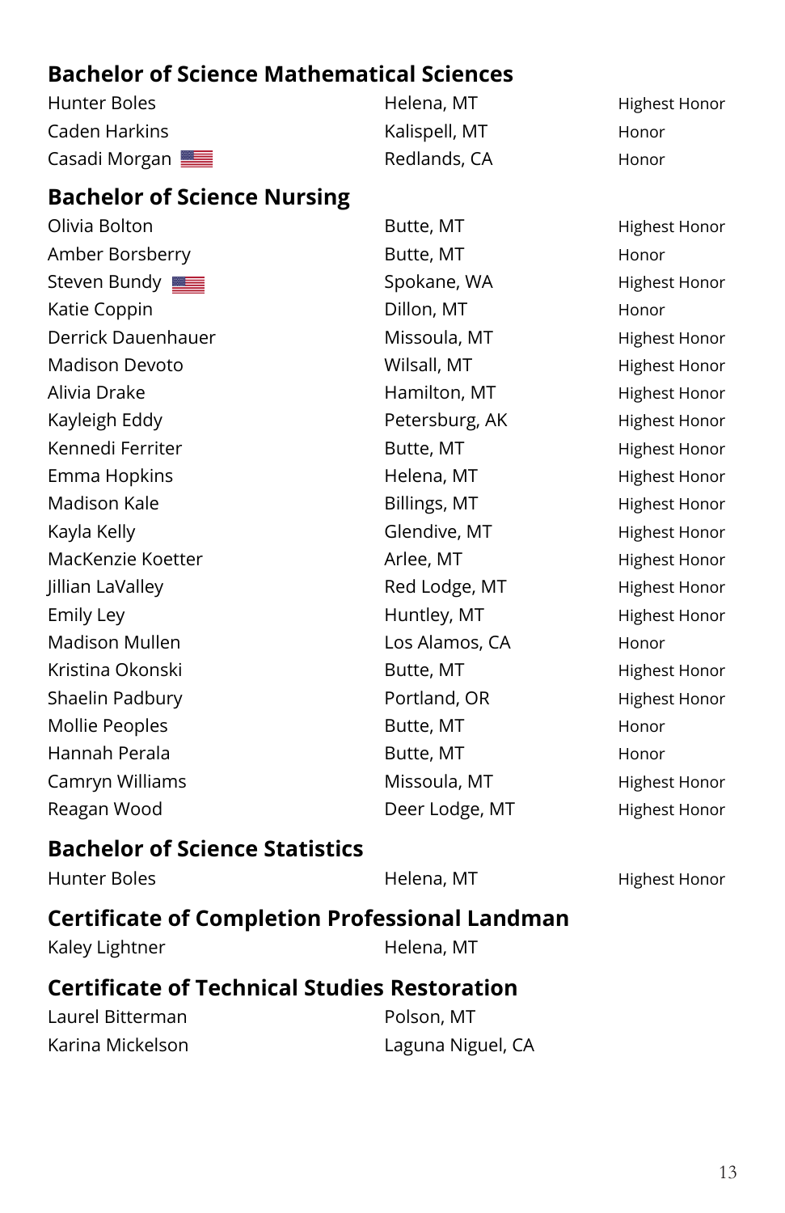## Bachelor of Science Mathematical Sciences

| | | |
|---|---|---|
| Hunter Boles | Helena, MT | Highest Honor |
| Caden Harkins | Kalispell, MT | Honor |
| Casadi Morgan | Redlands, CA | Honor |

## Bachelor of Science Nursing

| | | |
|---|---|---|
| Olivia Bolton | Butte, MT | Highest Honor |
| Amber Borsberry | Butte, MT | Honor |
| Steven Bundy | Spokane, WA | Highest Honor |
| Katie Coppin | Dillon, MT | Honor |
| Derrick Dauenhauer | Missoula, MT | Highest Honor |
| Madison Devoto | Wilsall, MT | Highest Honor |
| Alivia Drake | Hamilton, MT | Highest Honor |
| Kayleigh Eddy | Petersburg, AK | Highest Honor |
| Kennedi Ferriter | Butte, MT | Highest Honor |
| Emma Hopkins | Helena, MT | Highest Honor |
| Madison Kale | Billings, MT | Highest Honor |
| Kayla Kelly | Glendive, MT | Highest Honor |
| MacKenzie Koetter | Arlee, MT | Highest Honor |
| Jillian LaValley | Red Lodge, MT | Highest Honor |
| Emily Ley | Huntley, MT | Highest Honor |
| Madison Mullen | Los Alamos, CA | Honor |
| Kristina Okonski | Butte, MT | Highest Honor |
| Shaelin Padbury | Portland, OR | Highest Honor |
| Mollie Peoples | Butte, MT | Honor |
| Hannah Perala | Butte, MT | Honor |
| Camryn Williams | Missoula, MT | Highest Honor |
| Reagan Wood | Deer Lodge, MT | Highest Honor |

## Bachelor of Science Statistics

| | | |
|---|---|---|
| Hunter Boles | Helena, MT | Highest Honor |

## Certificate of Completion Professional Landman

| | |
|---|---|
| Kaley Lightner | Helena, MT |

## Certificate of Technical Studies Restoration

| | |
|---|---|
| Laurel Bitterman | Polson, MT |
| Karina Mickelson | Laguna Niguel, CA |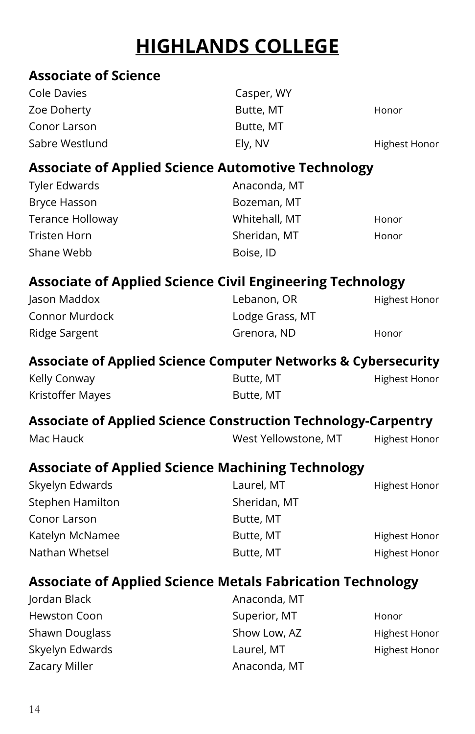# HIGHLANDS COLLEGE

## Associate of Science

| | | |
|---|---|---|
| Cole Davies | Casper, WY | |
| Zoe Doherty | Butte, MT | Honor |
| Conor Larson | Butte, MT | |
| Sabre Westlund | Ely, NV | Highest Honor |

## Associate of Applied Science Automotive Technology

| | | |
|---|---|---|
| Tyler Edwards | Anaconda, MT | |
| Bryce Hasson | Bozeman, MT | |
| Terance Holloway | Whitehall, MT | Honor |
| Tristen Horn | Sheridan, MT | Honor |
| Shane Webb | Boise, ID | |

## Associate of Applied Science Civil Engineering Technology

| | | |
|---|---|---|
| Jason Maddox | Lebanon, OR | Highest Honor |
| Connor Murdock | Lodge Grass, MT | |
| Ridge Sargent | Grenora, ND | Honor |

## Associate of Applied Science Computer Networks & Cybersecurity

| | | |
|---|---|---|
| Kelly Conway | Butte, MT | Highest Honor |
| Kristoffer Mayes | Butte, MT | |

## Associate of Applied Science Construction Technology-Carpentry

| | | |
|---|---|---|
| Mac Hauck | West Yellowstone, MT | Highest Honor |

## Associate of Applied Science Machining Technology

| | | |
|---|---|---|
| Skyelyn Edwards | Laurel, MT | Highest Honor |
| Stephen Hamilton | Sheridan, MT | |
| Conor Larson | Butte, MT | |
| Katelyn McNamee | Butte, MT | Highest Honor |
| Nathan Whetsel | Butte, MT | Highest Honor |

## Associate of Applied Science Metals Fabrication Technology

| | | |
|---|---|---|
| Jordan Black | Anaconda, MT | |
| Hewston Coon | Superior, MT | Honor |
| Shawn Douglass | Show Low, AZ | Highest Honor |
| Skyelyn Edwards | Laurel, MT | Highest Honor |
| Zacary Miller | Anaconda, MT | |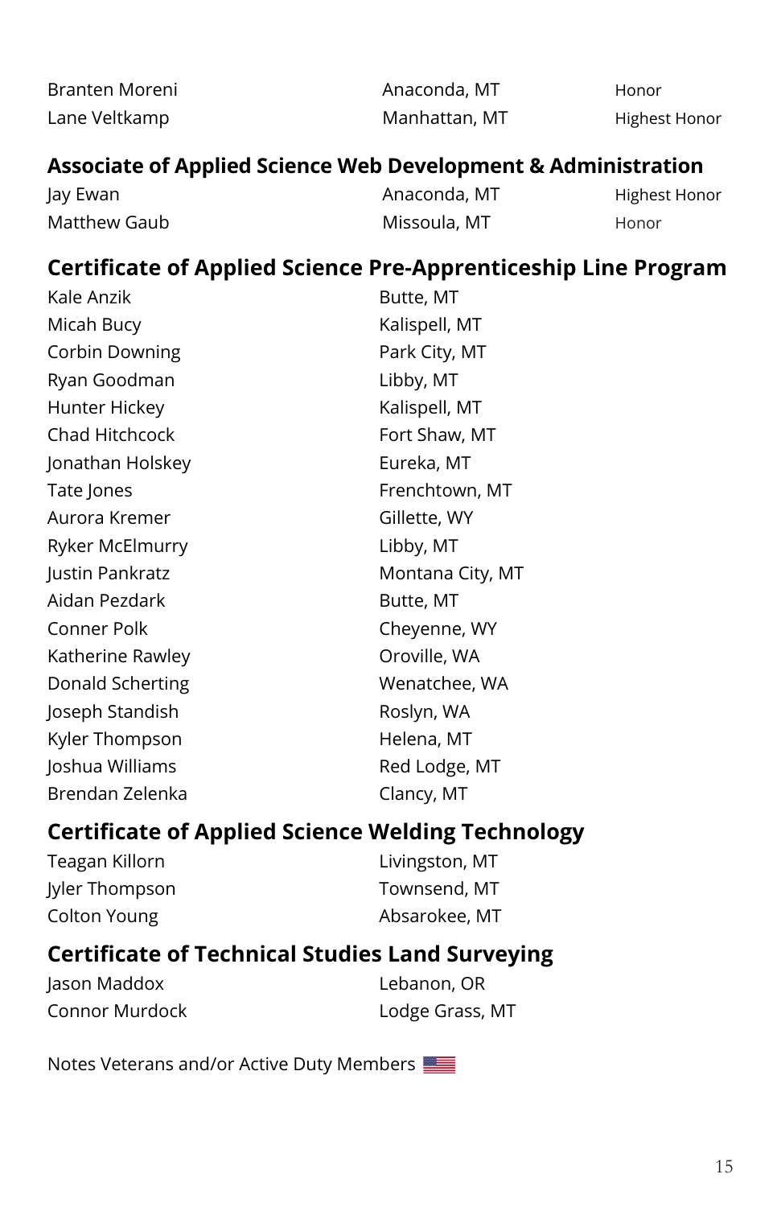| | | |
|---|---|---|
| Branten Moreni | Anaconda, MT | Honor |
| Lane Veltkamp | Manhattan, MT | Highest Honor |

## Associate of Applied Science Web Development & Administration

| | | |
|---|---|---|
| Jay Ewan | Anaconda, MT | Highest Honor |
| Matthew Gaub | Missoula, MT | Honor |

## Certificate of Applied Science Pre-Apprenticeship Line Program

| | |
|---|---|
| Kale Anzik | Butte, MT |
| Micah Bucy | Kalispell, MT |
| Corbin Downing | Park City, MT |
| Ryan Goodman | Libby, MT |
| Hunter Hickey | Kalispell, MT |
| Chad Hitchcock | Fort Shaw, MT |
| Jonathan Holskey | Eureka, MT |
| Tate Jones | Frenchtown, MT |
| Aurora Kremer | Gillette, WY |
| Ryker McElmurry | Libby, MT |
| Justin Pankratz | Montana City, MT |
| Aidan Pezdark | Butte, MT |
| Conner Polk | Cheyenne, WY |
| Katherine Rawley | Oroville, WA |
| Donald Scherting | Wenatchee, WA |
| Joseph Standish | Roslyn, WA |
| Kyler Thompson | Helena, MT |
| Joshua Williams | Red Lodge, MT |
| Brendan Zelenka | Clancy, MT |

## Certificate of Applied Science Welding Technology

| | |
|---|---|
| Teagan Killorn | Livingston, MT |
| Jyler Thompson | Townsend, MT |
| Colton Young | Absarokee, MT |

## Certificate of Technical Studies Land Surveying

| | |
|---|---|
| Jason Maddox | Lebanon, OR |
| Connor Murdock | Lodge Grass, MT |

Notes Veterans and/or Active Duty Members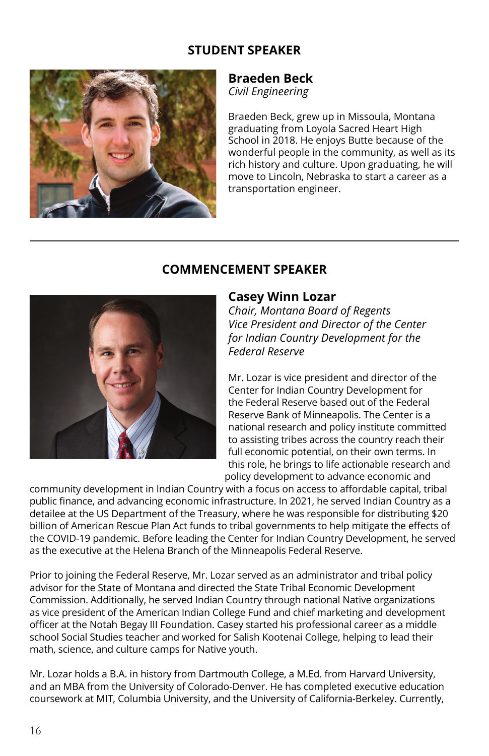## STUDENT SPEAKER

### Braeden Beck
*Civil Engineering*

Braeden Beck, grew up in Missoula, Montana graduating from Loyola Sacred Heart High School in 2018. He enjoys Butte because of the wonderful people in the community, as well as its rich history and culture. Upon graduating, he will move to Lincoln, Nebraska to start a career as a transportation engineer.

---

## COMMENCEMENT SPEAKER

### Casey Winn Lozar
*Chair, Montana Board of Regents*
*Vice President and Director of the Center for Indian Country Development for the Federal Reserve*

Mr. Lozar is vice president and director of the Center for Indian Country Development for the Federal Reserve based out of the Federal Reserve Bank of Minneapolis. The Center is a national research and policy institute committed to assisting tribes across the country reach their full economic potential, on their own terms. In this role, he brings to life actionable research and policy development to advance economic and community development in Indian Country with a focus on access to affordable capital, tribal public finance, and advancing economic infrastructure. In 2021, he served Indian Country as a detailee at the US Department of the Treasury, where he was responsible for distributing $20 billion of American Rescue Plan Act funds to tribal governments to help mitigate the effects of the COVID-19 pandemic. Before leading the Center for Indian Country Development, he served as the executive at the Helena Branch of the Minneapolis Federal Reserve.

Prior to joining the Federal Reserve, Mr. Lozar served as an administrator and tribal policy advisor for the State of Montana and directed the State Tribal Economic Development Commission. Additionally, he served Indian Country through national Native organizations as vice president of the American Indian College Fund and chief marketing and development officer at the Notah Begay III Foundation. Casey started his professional career as a middle school Social Studies teacher and worked for Salish Kootenai College, helping to lead their math, science, and culture camps for Native youth.

Mr. Lozar holds a B.A. in history from Dartmouth College, a M.Ed. from Harvard University, and an MBA from the University of Colorado-Denver. He has completed executive education coursework at MIT, Columbia University, and the University of California-Berkeley. Currently,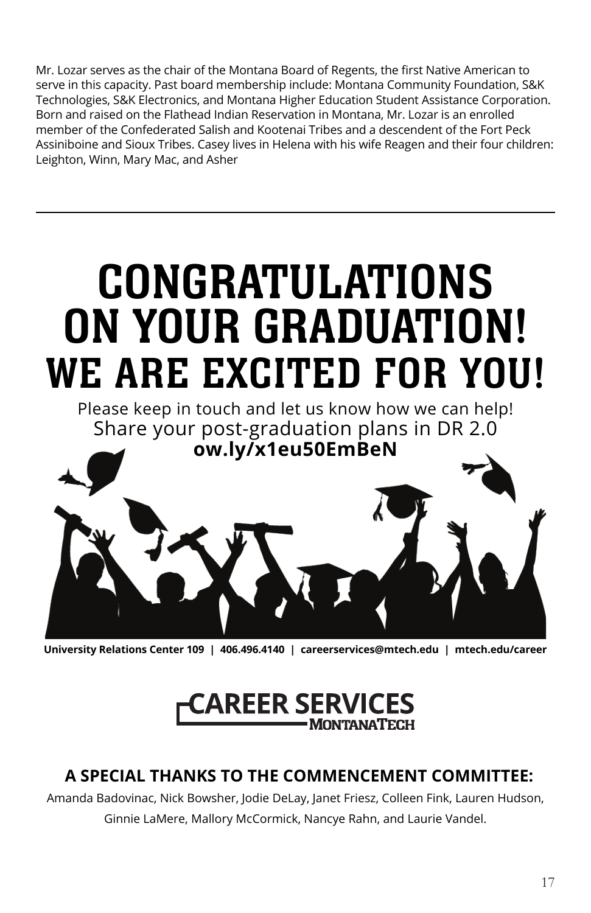Mr. Lozar serves as the chair of the Montana Board of Regents, the first Native American to serve in this capacity. Past board membership include: Montana Community Foundation, S&K Technologies, S&K Electronics, and Montana Higher Education Student Assistance Corporation. Born and raised on the Flathead Indian Reservation in Montana, Mr. Lozar is an enrolled member of the Confederated Salish and Kootenai Tribes and a descendent of the Fort Peck Assiniboine and Sioux Tribes. Casey lives in Helena with his wife Reagen and their four children: Leighton, Winn, Mary Mac, and Asher

---

# CONGRATULATIONS ON YOUR GRADUATION!

# WE ARE EXCITED FOR YOU!

Please keep in touch and let us know how we can help!
Share your post-graduation plans in DR 2.0
**ow.ly/x1eu50EmBeN**

**University Relations Center 109 | 406.496.4140 | careerservices@mtech.edu | mtech.edu/career**

**CAREER SERVICES**
**MONTANATECH**

### A SPECIAL THANKS TO THE COMMENCEMENT COMMITTEE:

Amanda Badovinac, Nick Bowsher, Jodie DeLay, Janet Friesz, Colleen Fink, Lauren Hudson, Ginnie LaMere, Mallory McCormick, Nancye Rahn, and Laurie Vandel.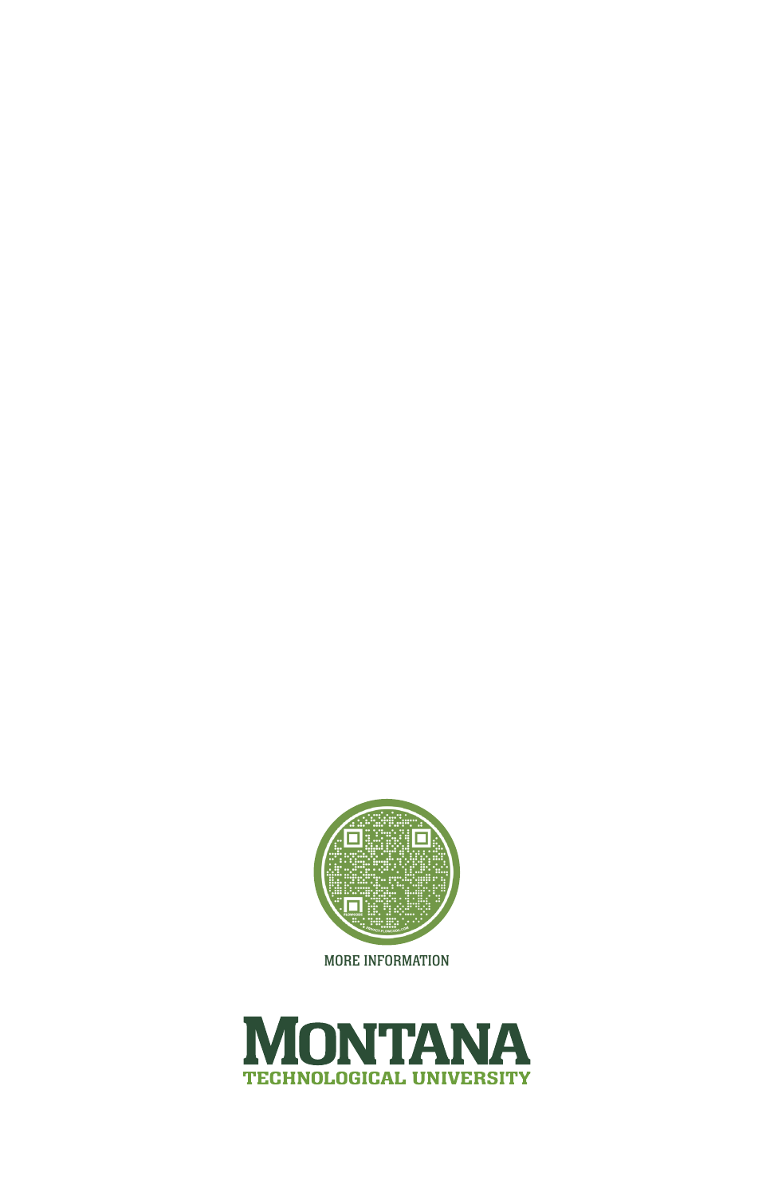MORE INFORMATION

MONTANA
TECHNOLOGICAL UNIVERSITY